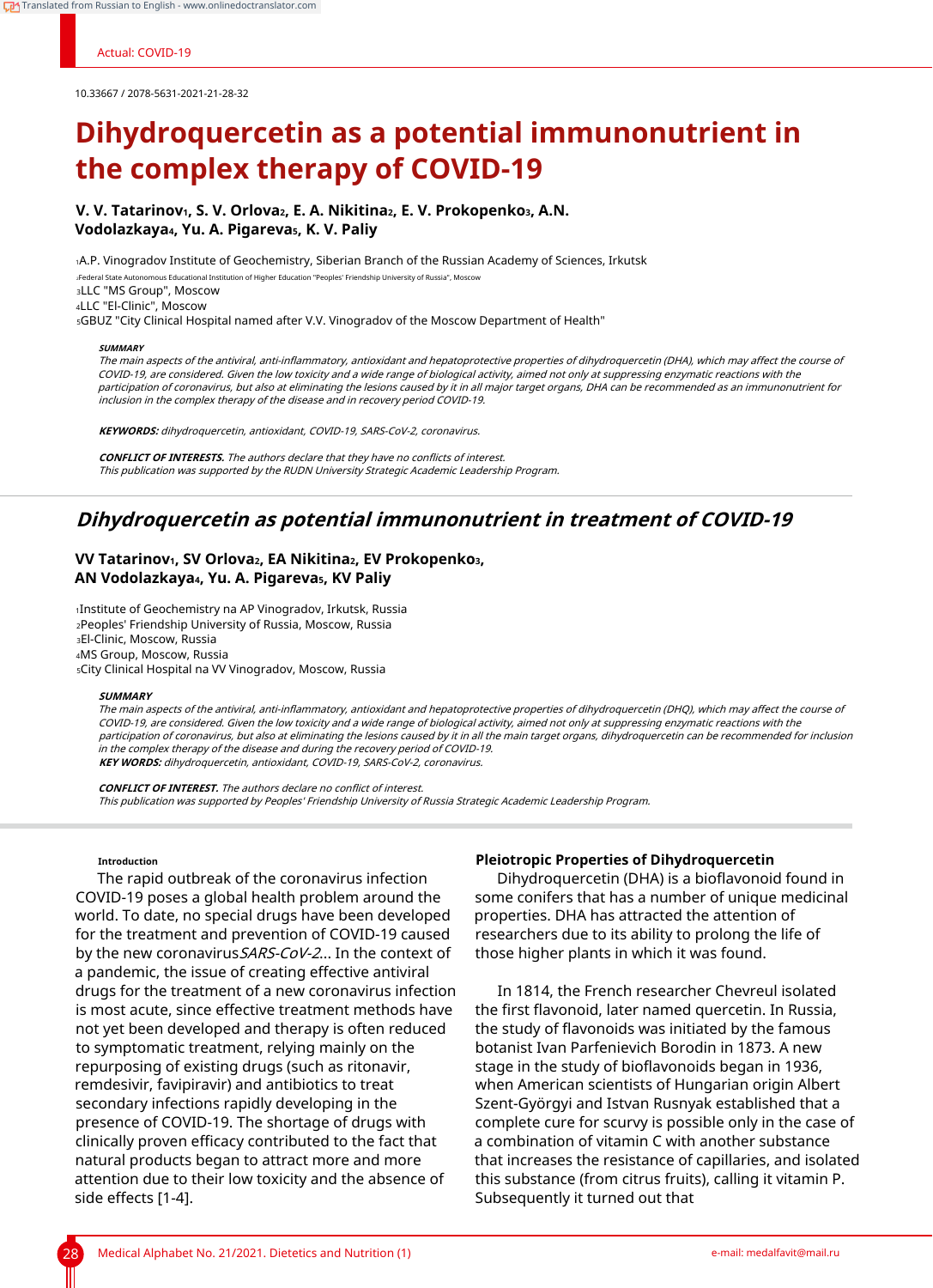10.33667 / 2078-5631-2021-21-28-32

# Dihydroquercetin as a potential immunonutrient in the complex therapy of COVID-19

**V. V. Tatarinov[1], S. V. Orlova[2], E. A. Nikitina[2], E. V. Prokopenko[3], A.N. Vodolazkaya[4], Yu. A. Pigareva[5], K. V. Paliy**

[1]A.P. Vinogradov Institute of Geochemistry, Siberian Branch of the Russian Academy of Sciences, Irkutsk
[2]Federal State Autonomous Educational Institution of Higher Education "Peoples' Friendship University of Russia", Moscow
[3]LLC "MS Group", Moscow
[4]LLC "El-Clinic", Moscow
[5]GBUZ "City Clinical Hospital named after V.V. Vinogradov of the Moscow Department of Health"

***SUMMARY***
*The main aspects of the antiviral, anti-inflammatory, antioxidant and hepatoprotective properties of dihydroquercetin (DHA), which may affect the course of COVID-19, are considered. Given the low toxicity and a wide range of biological activity, aimed not only at suppressing enzymatic reactions with the participation of coronavirus, but also at eliminating the lesions caused by it in all major target organs, DHA can be recommended as an immunonutrient for inclusion in the complex therapy of the disease and in recovery period COVID-19.*

***KEYWORDS:*** *dihydroquercetin, antioxidant, COVID-19, SARS-CoV-2, coronavirus.*

***CONFLICT OF INTERESTS.*** *The authors declare that they have no conflicts of interest.*
*This publication was supported by the RUDN University Strategic Academic Leadership Program.*

## *Dihydroquercetin as potential immunonutrient in treatment of COVID-19*

**VV Tatarinov[1], SV Orlova[2], EA Nikitina[2], EV Prokopenko[3], AN Vodolazkaya[4], Yu. A. Pigareva[5], KV Paliy**

[1]Institute of Geochemistry na AP Vinogradov, Irkutsk, Russia
[2]Peoples' Friendship University of Russia, Moscow, Russia
[3]El-Clinic, Moscow, Russia
[4]MS Group, Moscow, Russia
[5]City Clinical Hospital na VV Vinogradov, Moscow, Russia

***SUMMARY***
*The main aspects of the antiviral, anti-inflammatory, antioxidant and hepatoprotective properties of dihydroquercetin (DHQ), which may affect the course of COVID-19, are considered. Given the low toxicity and a wide range of biological activity, aimed not only at suppressing enzymatic reactions with the participation of coronavirus, but also at eliminating the lesions caused by it in all the main target organs, dihydroquercetin can be recommended for inclusion in the complex therapy of the disease and during the recovery period of COVID-19.*
***KEY WORDS:*** *dihydroquercetin, antioxidant, COVID-19, SARS-CoV-2, coronavirus.*

***CONFLICT OF INTEREST.*** *The authors declare no conflict of interest.*
*This publication was supported by Peoples' Friendship University of Russia Strategic Academic Leadership Program.*

### Introduction

The rapid outbreak of the coronavirus infection COVID-19 poses a global health problem around the world. To date, no special drugs have been developed for the treatment and prevention of COVID-19 caused by the new coronavirus *SARS-CoV-2*... In the context of a pandemic, the issue of creating effective antiviral drugs for the treatment of a new coronavirus infection is most acute, since effective treatment methods have not yet been developed and therapy is often reduced to symptomatic treatment, relying mainly on the repurposing of existing drugs (such as ritonavir, remdesivir, favipiravir) and antibiotics to treat secondary infections rapidly developing in the presence of COVID-19. The shortage of drugs with clinically proven efficacy contributed to the fact that natural products began to attract more and more attention due to their low toxicity and the absence of side effects [1-4].

### Pleiotropic Properties of Dihydroquercetin

Dihydroquercetin (DHA) is a bioflavonoid found in some conifers that has a number of unique medicinal properties. DHA has attracted the attention of researchers due to its ability to prolong the life of those higher plants in which it was found.

In 1814, the French researcher Chevreul isolated the first flavonoid, later named quercetin. In Russia, the study of flavonoids was initiated by the famous botanist Ivan Parfenievich Borodin in 1873. A new stage in the study of bioflavonoids began in 1936, when American scientists of Hungarian origin Albert Szent-Györgyi and Istvan Rusnyak established that a complete cure for scurvy is possible only in the case of a combination of vitamin C with another substance that increases the resistance of capillaries, and isolated this substance (from citrus fruits), calling it vitamin P. Subsequently it turned out that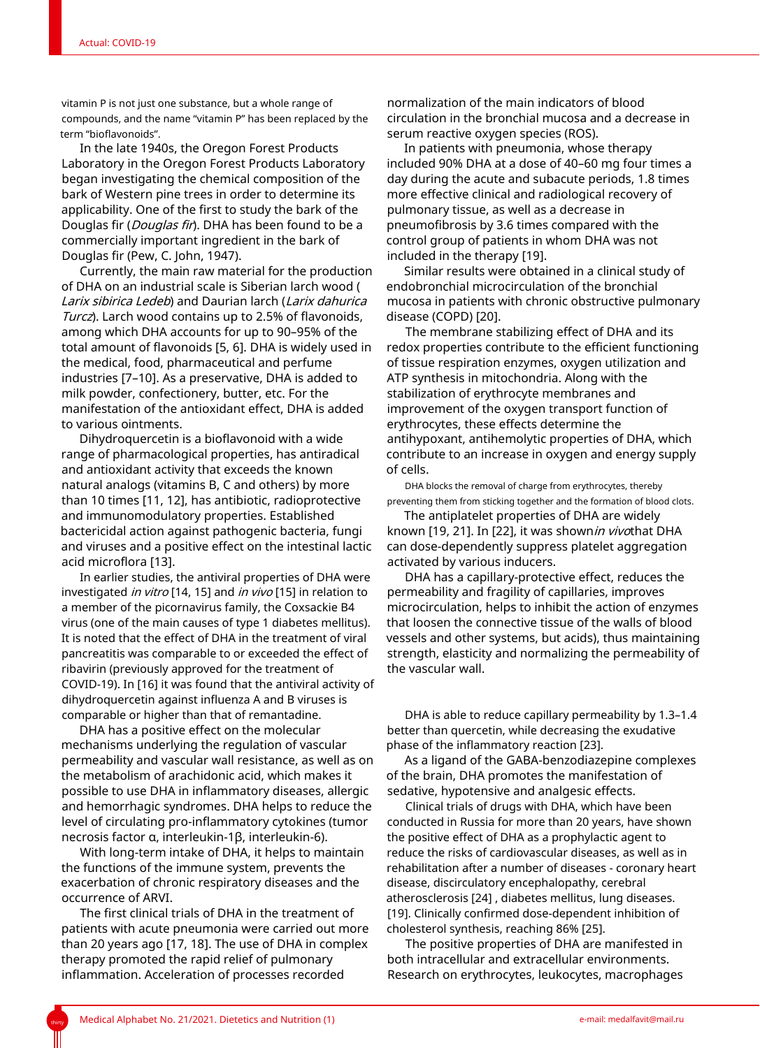vitamin P is not just one substance, but a whole range of compounds, and the name "vitamin P" has been replaced by the term "bioflavonoids".

In the late 1940s, the Oregon Forest Products Laboratory in the Oregon Forest Products Laboratory began investigating the chemical composition of the bark of Western pine trees in order to determine its applicability. One of the first to study the bark of the Douglas fir (*Douglas fir*). DHA has been found to be a commercially important ingredient in the bark of Douglas fir (Pew, C. John, 1947).

Currently, the main raw material for the production of DHA on an industrial scale is Siberian larch wood ( *Larix sibirica Ledeb*) and Daurian larch (*Larix dahurica Turcz*). Larch wood contains up to 2.5% of flavonoids, among which DHA accounts for up to 90–95% of the total amount of flavonoids [5, 6]. DHA is widely used in the medical, food, pharmaceutical and perfume industries [7–10]. As a preservative, DHA is added to milk powder, confectionery, butter, etc. For the manifestation of the antioxidant effect, DHA is added to various ointments.

Dihydroquercetin is a bioflavonoid with a wide range of pharmacological properties, has antiradical and antioxidant activity that exceeds the known natural analogs (vitamins B, C and others) by more than 10 times [11, 12], has antibiotic, radioprotective and immunomodulatory properties. Established bactericidal action against pathogenic bacteria, fungi and viruses and a positive effect on the intestinal lactic acid microflora [13].

In earlier studies, the antiviral properties of DHA were investigated *in vitro* [14, 15] and *in vivo* [15] in relation to a member of the picornavirus family, the Coxsackie B4 virus (one of the main causes of type 1 diabetes mellitus). It is noted that the effect of DHA in the treatment of viral pancreatitis was comparable to or exceeded the effect of ribavirin (previously approved for the treatment of COVID-19). In [16] it was found that the antiviral activity of dihydroquercetin against influenza A and B viruses is comparable or higher than that of remantadine.

DHA has a positive effect on the molecular mechanisms underlying the regulation of vascular permeability and vascular wall resistance, as well as on the metabolism of arachidonic acid, which makes it possible to use DHA in inflammatory diseases, allergic and hemorrhagic syndromes. DHA helps to reduce the level of circulating pro-inflammatory cytokines (tumor necrosis factor α, interleukin-1β, interleukin-6).

With long-term intake of DHA, it helps to maintain the functions of the immune system, prevents the exacerbation of chronic respiratory diseases and the occurrence of ARVI.

The first clinical trials of DHA in the treatment of patients with acute pneumonia were carried out more than 20 years ago [17, 18]. The use of DHA in complex therapy promoted the rapid relief of pulmonary inflammation. Acceleration of processes recorded normalization of the main indicators of blood circulation in the bronchial mucosa and a decrease in serum reactive oxygen species (ROS).

In patients with pneumonia, whose therapy included 90% DHA at a dose of 40–60 mg four times a day during the acute and subacute periods, 1.8 times more effective clinical and radiological recovery of pulmonary tissue, as well as a decrease in pneumofibrosis by 3.6 times compared with the control group of patients in whom DHA was not included in the therapy [19].

Similar results were obtained in a clinical study of endobronchial microcirculation of the bronchial mucosa in patients with chronic obstructive pulmonary disease (COPD) [20].

The membrane stabilizing effect of DHA and its redox properties contribute to the efficient functioning of tissue respiration enzymes, oxygen utilization and ATP synthesis in mitochondria. Along with the stabilization of erythrocyte membranes and improvement of the oxygen transport function of erythrocytes, these effects determine the antihypoxant, antihemolytic properties of DHA, which contribute to an increase in oxygen and energy supply of cells.

DHA blocks the removal of charge from erythrocytes, thereby preventing them from sticking together and the formation of blood clots.

The antiplatelet properties of DHA are widely known [19, 21]. In [22], it was shown *in vivo* that DHA can dose-dependently suppress platelet aggregation activated by various inducers.

DHA has a capillary-protective effect, reduces the permeability and fragility of capillaries, improves microcirculation, helps to inhibit the action of enzymes that loosen the connective tissue of the walls of blood vessels and other systems, but acids), thus maintaining strength, elasticity and normalizing the permeability of the vascular wall.

DHA is able to reduce capillary permeability by 1.3–1.4 better than quercetin, while decreasing the exudative phase of the inflammatory reaction [23].

As a ligand of the GABA-benzodiazepine complexes of the brain, DHA promotes the manifestation of sedative, hypotensive and analgesic effects.

Clinical trials of drugs with DHA, which have been conducted in Russia for more than 20 years, have shown the positive effect of DHA as a prophylactic agent to reduce the risks of cardiovascular diseases, as well as in rehabilitation after a number of diseases - coronary heart disease, discirculatory encephalopathy, cerebral atherosclerosis [24] , diabetes mellitus, lung diseases. [19]. Clinically confirmed dose-dependent inhibition of cholesterol synthesis, reaching 86% [25].

The positive properties of DHA are manifested in both intracellular and extracellular environments. Research on erythrocytes, leukocytes, macrophages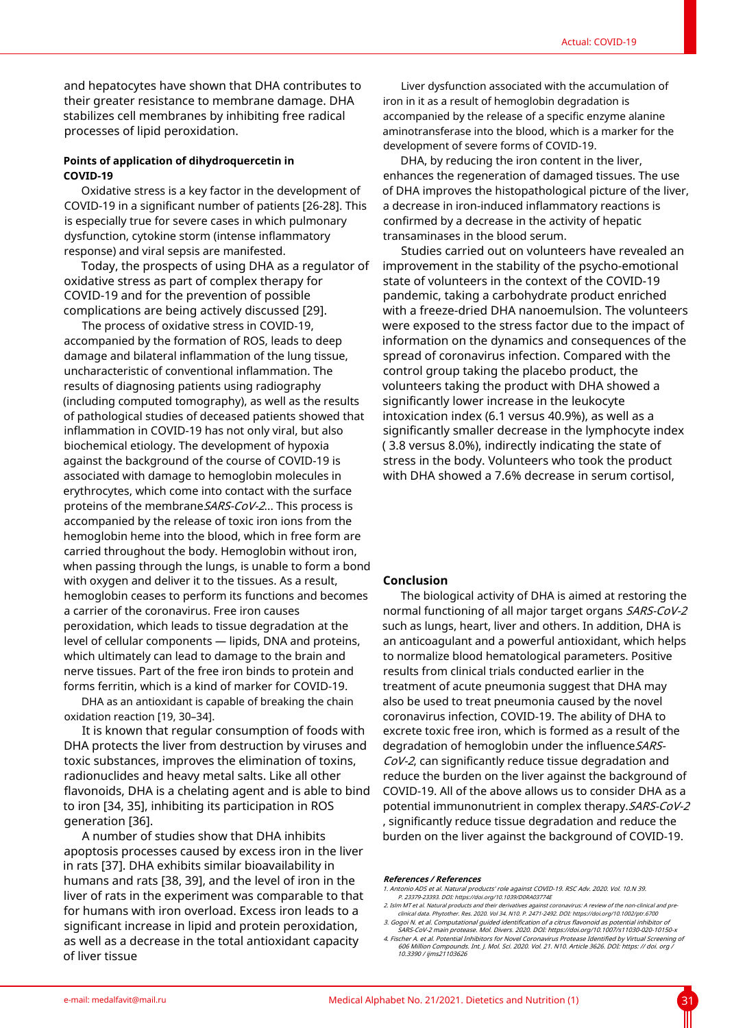and hepatocytes have shown that DHA contributes to their greater resistance to membrane damage. DHA stabilizes cell membranes by inhibiting free radical processes of lipid peroxidation.

**Points of application of dihydroquercetin in COVID-19**

Oxidative stress is a key factor in the development of COVID-19 in a significant number of patients [26-28]. This is especially true for severe cases in which pulmonary dysfunction, cytokine storm (intense inflammatory response) and viral sepsis are manifested.

Today, the prospects of using DHA as a regulator of oxidative stress as part of complex therapy for COVID-19 and for the prevention of possible complications are being actively discussed [29].

The process of oxidative stress in COVID-19, accompanied by the formation of ROS, leads to deep damage and bilateral inflammation of the lung tissue, uncharacteristic of conventional inflammation. The results of diagnosing patients using radiography (including computed tomography), as well as the results of pathological studies of deceased patients showed that inflammation in COVID-19 has not only viral, but also biochemical etiology. The development of hypoxia against the background of the course of COVID-19 is associated with damage to hemoglobin molecules in erythrocytes, which come into contact with the surface proteins of the membrane*SARS-CoV-2*... This process is accompanied by the release of toxic iron ions from the hemoglobin heme into the blood, which in free form are carried throughout the body. Hemoglobin without iron, when passing through the lungs, is unable to form a bond with oxygen and deliver it to the tissues. As a result, hemoglobin ceases to perform its functions and becomes a carrier of the coronavirus. Free iron causes peroxidation, which leads to tissue degradation at the level of cellular components — lipids, DNA and proteins, which ultimately can lead to damage to the brain and nerve tissues. Part of the free iron binds to protein and forms ferritin, which is a kind of marker for COVID-19.

DHA as an antioxidant is capable of breaking the chain oxidation reaction [19, 30–34].

It is known that regular consumption of foods with DHA protects the liver from destruction by viruses and toxic substances, improves the elimination of toxins, radionuclides and heavy metal salts. Like all other flavonoids, DHA is a chelating agent and is able to bind to iron [34, 35], inhibiting its participation in ROS generation [36].

A number of studies show that DHA inhibits apoptosis processes caused by excess iron in the liver in rats [37]. DHA exhibits similar bioavailability in humans and rats [38, 39], and the level of iron in the liver of rats in the experiment was comparable to that for humans with iron overload. Excess iron leads to a significant increase in lipid and protein peroxidation, as well as a decrease in the total antioxidant capacity of liver tissue

Liver dysfunction associated with the accumulation of iron in it as a result of hemoglobin degradation is accompanied by the release of a specific enzyme alanine aminotransferase into the blood, which is a marker for the development of severe forms of COVID-19.

DHA, by reducing the iron content in the liver, enhances the regeneration of damaged tissues. The use of DHA improves the histopathological picture of the liver, a decrease in iron-induced inflammatory reactions is confirmed by a decrease in the activity of hepatic transaminases in the blood serum.

Studies carried out on volunteers have revealed an improvement in the stability of the psycho-emotional state of volunteers in the context of the COVID-19 pandemic, taking a carbohydrate product enriched with a freeze-dried DHA nanoemulsion. The volunteers were exposed to the stress factor due to the impact of information on the dynamics and consequences of the spread of coronavirus infection. Compared with the control group taking the placebo product, the volunteers taking the product with DHA showed a significantly lower increase in the leukocyte intoxication index (6.1 versus 40.9%), as well as a significantly smaller decrease in the lymphocyte index ( 3.8 versus 8.0%), indirectly indicating the state of stress in the body. Volunteers who took the product with DHA showed a 7.6% decrease in serum cortisol,

## Conclusion

The biological activity of DHA is aimed at restoring the normal functioning of all major target organs *SARS-CoV-2* such as lungs, heart, liver and others. In addition, DHA is an anticoagulant and a powerful antioxidant, which helps to normalize blood hematological parameters. Positive results from clinical trials conducted earlier in the treatment of acute pneumonia suggest that DHA may also be used to treat pneumonia caused by the novel coronavirus infection, COVID-19. The ability of DHA to excrete toxic free iron, which is formed as a result of the degradation of hemoglobin under the influence*SARS-CoV-2*, can significantly reduce tissue degradation and reduce the burden on the liver against the background of COVID-19. All of the above allows us to consider DHA as a potential immunonutrient in complex therapy.*SARS-CoV-2* , significantly reduce tissue degradation and reduce the burden on the liver against the background of COVID-19.

***References / References***

1. Antonio ADS et al. Natural products' role against COVID-19. RSC Adv. 2020. Vol. 10.N 39. P. 23379-23393. DOI: https://doi.org/10.1039/D0RA03774E
2. Islm MT et al. Natural products and their derivatives against coronavirus: A review of the non-clinical and pre-clinical data. Phytother. Res. 2020. Vol 34. N10. P. 2471-2492. DOI: https://doi.org/10.1002/ptr.6700
3. Gogoi N. et al. Computational guided identification of a citrus flavonoid as potential inhibitor of SARS-CoV-2 main protease. Mol. Divers. 2020. DOI: https://doi.org/10.1007/s11030-020-10150-x
4. Fischer A. et al. Potential Inhibitors for Novel Coronavirus Protease Identified by Virtual Screening of 606 Million Compounds. Int. J. Mol. Sci. 2020. Vol. 21. N10. Article 3626. DOI: https: // doi. org / 10.3390 / ijms21103626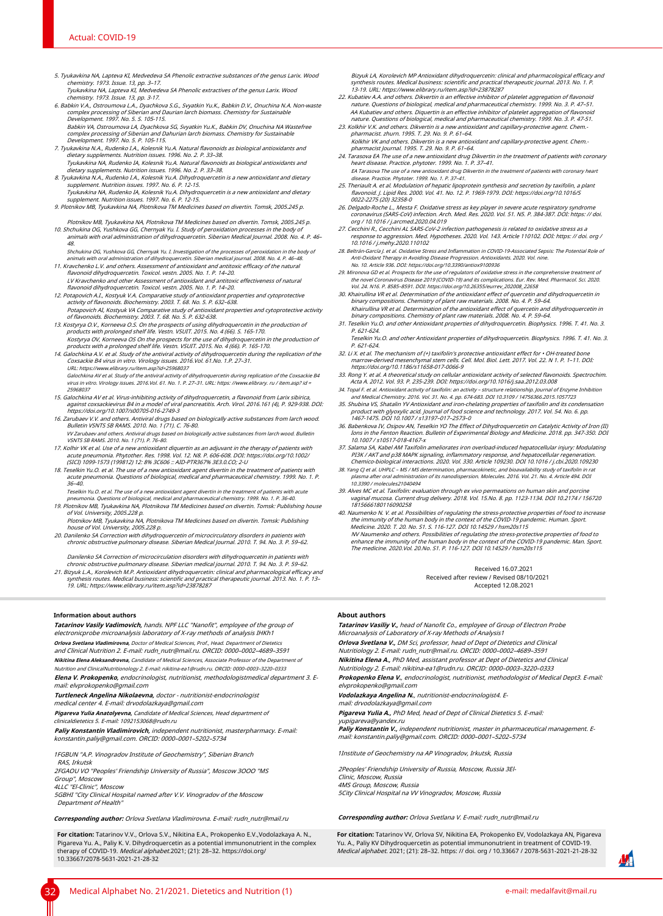5. Tyukavkina NA, Lapteva KI, Medvedeva SA Phenolic extractive substances of the genus Larix. Wood chemistry. 1973. Issue. 13, pp. 3–17.
   Tyukavkina NA, Lapteva KI, Medvedeva SA Phenolic extractives of the genus Larix. Wood chemistry. 1973. Issue. 13, pp. 3-17.
6. Babkin V.A., Ostroumova L.A., Dyachkova S.G., Svyatkin Yu.K., Babkin D.V., Onuchina N.A. Non-waste complex processing of Siberian and Daurian larch biomass. Chemistry for Sustainable Development. 1997. No. 5. S. 105-115.
   Babkin VA, Ostroumova LA, Dyachkova SG, Svyatkin Yu.K., Babkin DV, Onuchina NA Wastefree complex processing of Siberian and Dahurian larch biomass. Chemistry for Sustainable Development. 1997. No. 5. P. 105-115.
7. Tyukavkina N.A., Rudenko I.A., Kolesnik Yu.A. Natural flavonoids as biological antioxidants and dietary supplements. Nutrition issues. 1996. No. 2. P. 33–38.
   Tyukavkina NA, Rudenko IA, Kolesnik Yu.A. Natural flavonoids as biological antioxidants and dietary supplements. Nutrition issues. 1996. No. 2. P. 33–38.
8. Tyukavkina N.A., Rudenko I.A., Kolesnik Yu.A. Dihydroquercetin is a new antioxidant and dietary supplement. Nutrition issues. 1997. No. 6. P. 12-15.
   Tyukavkina NA, Rudenko IA, Kolesnik Yu.A. Dihydroquercetin is a new antioxidant and dietary supplement. Nutrition issues. 1997. No. 6. P. 12-15.
9. Plotnikov MB, Tyukavkina NA, Plotnikova TM Medicines based on divertin. Tomsk, 2005.245 p.

   Plotnikov MB, Tyukavkina NA, Plotnikova TM Medicines based on divertin. Tomsk, 2005.245 p.
10. Shchukina OG, Yushkova GG, Chernyak Yu. I. Study of peroxidation processes in the body of animals with oral administration of dihydroquercetin. Siberian Medical Journal. 2008. No. 4. P. 46–48.
    Shchukina OG, Yushkova GG, Chernyak Yu. I. Investigation of the processes of peroxidation in the body of animals with oral administration of dihydroquercetin. Siberian medical journal. 2008. No. 4. P. 46–48.
11. Kravchenko L.V. and others. Assessment of antioxidant and antitoxic efficacy of the natural flavonoid dihydroquercetin. Toxicol. vestn. 2005. No. 1. P. 14–20.
    LV Kravchenko and other Assessment of antioxidant and antitoxic effectiveness of natural flavonoid dihydroquercetin. Toxicol. vestn. 2005. No. 1. P. 14–20.
12. Potapovich A.I., Kostyuk V.A. Comparative study of antioxidant properties and cytoprotective activity of flavonoids. Biochemistry. 2003. T. 68. No. 5. P. 632–638.
    Potapovich AI, Kostyuk VA Comparative study of antioxidant properties and cytoprotective activity of flavonoids. Biochemistry. 2003. T. 68. No. 5. P. 632-638.
13. Kostyrya O.V., Korneeva O.S. On the prospects of using dihydroquercetin in the production of products with prolonged shelf life. Vestn. VSUIT. 2015. No. 4 (66). S. 165-170.
    Kostyrya OV, Korneeva OS On the prospects for the use of dihydroquercetin in the production of products with a prolonged shelf life. Vestn. VSUIT. 2015. No. 4 (66). P. 165-170.
14. Galochkina A.V. et al. Study of the antiviral activity of dihydroquercetin during the replication of the Coxsackie B4 virus in vitro. Virology issues. 2016.Vol. 61.No. 1.P. 27–31.
    URL: https://www.elibrary.ru/item.asp?id=25968037
    Galochkina AV et al. Study of the antiviral activity of dihydroquercetin during replication of the Coxsackie B4 virus in vitro. Virology issues. 2016.Vol. 61. No. 1. P. 27–31. URL: https: //www.elibrary. ru / item.asp? id = 25968037
15. Galochkina AV et al. Virus-inhibiting activity of dihydroquercetin, a flavonoid from Larix sibirica, against coxsackievirus B4 in a model of viral pancreatitis. Arch. Virol. 2016.161 (4), P. 929-938. DOI: https://doi.org/10.1007/s00705-016-2749-3
16. Zarubaev V.V. and others. Antiviral drugs based on biologically active substances from larch wood. Bulletin VSNTS SB RAMS. 2010. No. 1 (71). C. 76-80.
    VV Zarubaev and others. Antiviral drugs based on biologically active substances from larch wood. Bulletin VSNTS SB RAMS. 2010. No. 1 (71). P. 76–80.
17. Kolhir VK et al. Use of a new antioxidant diquertin as an adjuvant in the therapy of patients with acute pneumonia. Phytother. Res. 1998. Vol. 12. N8. P. 606-608. DOI: https://doi.org/10.1002/(SICI) 1099-1573 (199812) 12: 8% 3C606 :: AID-PTR367% 3E3.0.CO; 2-U
18. Teselkin Yu.O. et al. The use of a new antioxidant agent divertin in the treatment of patients with acute pneumonia. Questions of biological, medical and pharmaceutical chemistry. 1999. No. 1. P. 36–40.
    Teselkin Yu.O. et al. The use of a new antioxidant agent divertin in the treatment of patients with acute pneumonia. Questions of biological, medical and pharmaceutical chemistry. 1999. No. 1. P. 36-40.
19. Plotnikov MB, Tyukavkina NA, Plotnikova TM Medicines based on divertin. Tomsk: Publishing house of Vol. University, 2005.228 p.
    Plotnikov MB, Tyukavkina NA, Plotnikova TM Medicines based on divertin. Tomsk: Publishing house of Vol. University, 2005.228 p.
20. Danilenko SA Correction with dihydroquercetin of microcirculatory disorders in patients with chronic obstructive pulmonary disease. Siberian Medical Journal. 2010. T. 94. No. 3. P. 59–62.

    Danilenko SA Correction of microcirculation disorders with dihydroquercetin in patients with chronic obstructive pulmonary disease. Siberian medical journal. 2010. T. 94. No. 3. P. 59–62.
21. Bizyuk L.A., Korolevich M.P. Antioxidant dihydroquercetin: clinical and pharmacological efficacy and synthesis routes. Medical business: scientific and practical therapeutic journal. 2013. No. 1. P. 13–19. URL: https://www.elibrary.ru/item.asp?id=23878287
    Bizyuk LA, Korolevich MP Antioxidant dihydroquercetin: clinical and pharmacological efficacy and synthesis routes. Medical business: scientific and practical therapeutic journal. 2013. No. 1. P. 13-19. URL: https://www.elibrary.ru/item.asp?id=23878287
22. Kubatiev A.A. and others. Dikvertin is an effective inhibitor of platelet aggregation of flavonoid nature. Questions of biological, medical and pharmaceutical chemistry. 1999. No. 3. P. 47–51.
    AA Kubatiev and others. Diquertin is an effective inhibitor of platelet aggregation of flavonoid nature. Questions of biological, medical and pharmaceutical chemistry. 1999. No. 3. P. 47-51.
23. Kolkhir V.K. and others. Dikvertin is a new antioxidant and capillary-protective agent. Chem.-pharmacist. zhurn. 1995. T. 29. No. 9. P. 61–64.
    Kolkhir VK and others. Dikvertin is a new antioxidant and capillary-protective agent. Chem.-pharmacist Journal. 1995. T. 29. No. 9. P. 61–64.
24. Tarasova EA The use of a new antioxidant drug Dikvertin in the treatment of patients with coronary heart disease. Practice. phytoter. 1999. No. 1. P. 37–41.
    EA Tarasova The use of a new antioxidant drug Dikvertin in the treatment of patients with coronary heart disease. Practice. Phytoter. 1999. No. 1. P. 37–41.
25. Theriault A. et al. Modulation of hepatic lipoprotein synthesis and secretion by taxifolin, a plant flavonoid. J. Lipid Res. 2000. Vol. 41. No. 12. P. 1969-1979. DOI: https://doi.org/10.1016/S 0022-2275 (20) 32358-0
26. Delgado-Roche L., Mesta F. Oxidative stress as key player in severe acute respiratory syndrome coronavirus (SARS-CoV) infection. Arch. Med. Res. 2020. Vol. 51. N5. P. 384-387. DOI: https: // doi. org / 10.1016 / j.arcmed.2020.04.019
27. Cecchini R., Cecchini AL SARS-CoV-2 infection pathogenesis is related to oxidative stress as a response to aggression. Med. Hypotheses. 2020. Vol. 143. Article 110102. DOI: https: // doi. org / 10.1016 / j.mehy.2020.110102
28. Beltrán-García J. et al. Oxidative Stress and Inflammation in COVID-19-Associated Sepsis: The Potential Role of Anti-Oxidant Therapy in Avoiding Disease Progression. Antioxidants. 2020. Vol. nine. No. 10. Article 936. DOI: https://doi.org/10.3390/antiox9100936
29. Mironova GD et al. Prospects for the use of regulators of oxidative stress in the comprehensive treatment of the novel Coronavirus Disease 2019 (COVID-19) and its complications. Eur. Rev. Med. Pharmacol. Sci. 2020. Vol. 24. N16. P. 8585–8591. DOI: https://doi.org/10.26355/eurrev_202008_22658
30. Khairullina VR et al. Determination of the antioxidant effect of quercetin and dihydroquercetin in binary compositions. Chemistry of plant raw materials. 2008. No. 4. P. 59–64.
    Khairullina VR et al. Determination of the antioxidant effect of quercetin and dihydroquercetin in binary compositions. Chemistry of plant raw materials. 2008. No. 4. P. 59–64.
31. Teselkin Yu.O. and other Antioxidant properties of dihydroquercetin. Biophysics. 1996. T. 41. No. 3. P. 621-624.
    Teselkin Yu.O. and other Antioxidant properties of dihydroquercetin. Biophysics. 1996. T. 41. No. 3. P. 621-624.
32. Li X. et al. The mechanism of (+) taxifolin's protective antioxidant effect for • OH-treated bone marrow-derived mesenchymal stem cells. Cell. Mol. Biol. Lett. 2017. Vol. 22. N 1. P. 1–11. DOI: https://doi.org/10.1186/s11658-017-0066-9
33. Rong Y. et al. A theoretical study on cellular antioxidant activity of selected flavonoids. Spectrochim. Acta A. 2012. Vol. 93. P. 235-239. DOI: https://doi.org/10.1016/j.saa.2012.03.008
34. Topal F. et al. Antioxidant activity of taxifolin: an activity – structure relationship. Journal of Enzyme Inhibition and Medical Chemistry. 2016. Vol. 31. No. 4. pp. 674-683. DOI 10.3109 / 14756366.2015.1057723
35. Shubina VS, Shatalin YV Antioxidant and iron-chelating properties of taxifolin and its condensation product with glyoxylic acid. Journal of food science and technology. 2017. Vol. 54. No. 6. pp. 1467-1475. DOI 10.1007 / s13197–017–2573–0
36. Babenkova IV, Osipov AN, Teselkin YO The Effect of Dihydroquercetin on Catalytic Activity of Iron (II) Ions in the Fenton Reaction. Bulletin of Experimental Biology and Medicine. 2018. pp. 347-350. DOI 10.1007 / s10517-018-4167-x
37. Salama SA, Kabel AM Taxifolin ameliorates iron overload-induced hepatocellular injury: Modulating PI3K / AKT and p38 MAPK signaling, inflammatory response, and hepatocellular regeneration. Chemico-biological interactions. 2020. Vol. 330. Article 109230. DOI 10.1016 / j.cbi.2020.109230
38. Yang CJ et al. UHPLC – MS / MS determination, pharmacokinetic, and bioavailability study of taxifolin in rat plasma after oral administration of its nanodispersion. Molecules. 2016. Vol. 21. No. 4. Article 494. DOI 10.3390 / molecules21040494
39. Alves MC et al. Taxifolin: evaluation through ex vivo permeations on human skin and porcine vaginal mucosa. Current drug delivery. 2018. Vol. 15.No. 8. pp. 1123-1134. DOI 10.2174 / 156720 1815666180116090258
40. Naumenko N. V. et al. Possibilities of regulating the stress-protective properties of food to increase the immunity of the human body in the context of the COVID-19 pandemic. Human. Sport. Medicine. 2020. T. 20. No. S1. S. 116-127. DOI 10.14529 / hsm20s115
    NV Naumenko and others. Possibilities of regulating the stress-protective properties of food to enhance the immunity of the human body in the context of the COVID-19 pandemic. Man. Sport. The medicine. 2020.Vol. 20.No. S1. P. 116-127. DOI 10.14529 / hsm20s115

Received 16.07.2021
Received after review / Revised 08/10/2021
Accepted 12.08.2021

**Information about authors**

***Tatarinov Vasily Vadimovich,*** *hands. NPF LLC "Nanofit", employee of the group of electronicprobe microanalysis laboratory of X-ray methods of analysis IHKh1*

***Orlova Svetlana Vladimirovna,*** *Doctor of Medical Sciences, Prof., Head. Department of Dietetics and Clinical Nutrition 2. E-mail: rudn_nutr@mail.ru. ORCID: 0000–0002–4689–3591*

***Nikitina Elena Aleksandrovna,*** *Candidate of Medical Sciences, Associate Professor of the Department of Nutrition and ClinicalNutritionology 2. E-mail: nikitina-ea1@rudn.ru. ORCID: 0000–0003–3220–0333*

***Elena V. Prokopenko,*** *endocrinologist, nutritionist, methodologistmedical department 3. E-mail: elvprokopenko@gmail.com*

***Turtleneck Angelina Nikolaevna,*** *doctor - nutritionist-endocrinologist medical center 4. E-mail: drvodolazkaya@gmail.com*

***Pigareva Yulia Anatolyevna,*** *Candidate of Medical Sciences, Head department of clinicaldietetics 5. E-mail: 1092153068@rudn.ru*

***Paliy Konstantin Vladimirovich,*** *independent nutritionist, masterpharmacy. E-mail: konstantin.paliy@gmail.com. ORCID: 0000–0001–5202–5734*

*1FGBUN "A.P. Vinogradov Institute of Geochemistry", Siberian Branch RAS, Irkutsk*
*2FGAOU VO "Peoples' Friendship University of Russia", Moscow 3OOO "MS Group", Moscow*
*4LLC "El-Clinic", Moscow*
*5GBHI "City Clinical Hospital named after V.V. Vinogradov of the Moscow Department of Health"*

***Corresponding author:*** *Orlova Svetlana Vladimirovna. E-mail: rudn_nutr@mail.ru*

**For citation:** Tatarinov V.V., Orlova S.V., Nikitina E.A., Prokopenko E.V.,Vodolazkaya A. N., Pigareva Yu. A., Paliy K. V. Dihydroquercetin as a potential immunonutrient in the complex therapy of COVID-19. *Medical alphabet.*2021; (21): 28–32. https://doi.org/10.33667/2078-5631-2021-21-28-32

**About authors**

***Tatarinov Vasiliy V.,*** *head of Nanofit Co., employee of Group of Electron Probe Microanalysis of Laboratory of X-ray Methods of Analysis1*

***Orlova Svetlana V.,*** *DM Sci, professor, head of Dept of Dietetics and Clinical Nutritiology 2. E-mail: rudn_nutr@mail.ru. ORCID: 0000–0002–4689–3591*

***Nikitina Elena A.,*** *PhD Med, assistant professor at Dept of Dietetics and Clinical Nutritiology 2. E-mail: nikitina-ea1@rudn.ru. ORCID: 0000–0003–3220–0333*

***Prokopenko Elena V.,*** *endocrinologist, nutritionist, methodologist of Medical Dept3. E-mail: elvprokopenko@gmail.com*

***Vodolazkaya Angelina N.,*** *nutritionist-endocrinologist4. E-mail: drvodolazkaya@gmail.com*

***Pigareva Yulia A.,*** *PhD Med, head of Dept of Clinical Dietetics 5. E-mail: yupigareva@yandex.ru*

***Paliy Konstantin V.,*** *independent nutritionist, master in pharmaceutical management. E-mail: konstantin.paliy@gmail.com. ORCID: 0000–0001–5202–5734*

*1Institute of Geochemistry na AP Vinogradov, Irkutsk, Russia*

*2Peoples' Friendship University of Russia, Moscow, Russia 3El-Clinic, Moscow, Russia*
*4MS Group, Moscow, Russia*
*5City Clinical Hospital na VV Vinogradov, Moscow, Russia*

***Corresponding author:*** *Orlova Svetlana V. E-mail: rudn_nutr@mail.ru*

**For citation:** Tatarinov VV, Orlova SV, Nikitina EA, Prokopenko EV, Vodolazkaya AN, Pigareva Yu. A., Paliy KV Dihydroquercetin as potential immunonutrient in complex treatment of COVID-19. *Medical alphabet.* 2021; (21): 28–32. https: // doi. org / 10.33667 / 2078-5631-2021-21-28-32